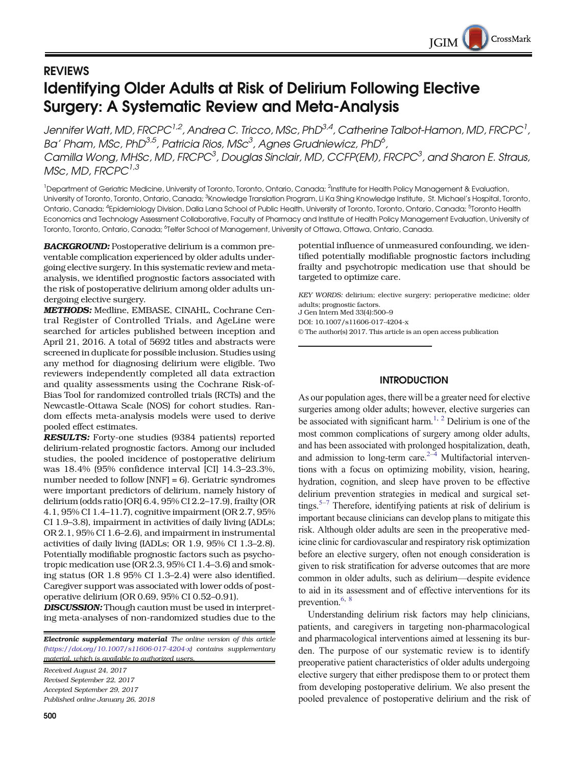## REVIEWS

# Identifying Older Adults at Risk of Delirium Following Elective Surgery: A Systematic Review and Meta-Analysis

*Jennifer Watt, MD, FRCPC[1,2], Andrea C. Tricco, MSc, PhD[3,4], Catherine Talbot-Hamon, MD, FRCPC[1], Bá Pham, MSc, PhD[3,5], Patricia Rios, MSc[3], Agnes Grudniewicz, PhD[6], Camilla Wong, MHSc, MD, FRCPC[3], Douglas Sinclair, MD, CCFP(EM), FRCPC[3], and Sharon E. Straus, MSc, MD, FRCPC[1,3]*

[1]Department of Geriatric Medicine, University of Toronto, Toronto, Ontario, Canada; [2]Institute for Health Policy Management & Evaluation, University of Toronto, Toronto, Ontario, Canada; [3]Knowledge Translation Program, Li Ka Shing Knowledge Institute, St. Michael's Hospital, Toronto, Ontario, Canada; [4]Epidemiology Division, Dalla Lana School of Public Health, University of Toronto, Toronto, Ontario, Canada; [5]Toronto Health Economics and Technology Assessment Collaborative, Faculty of Pharmacy and Institute of Health Policy Management Evaluation, University of Toronto, Toronto, Ontario, Canada; [6]Telfer School of Management, University of Ottawa, Ottawa, Ontario, Canada.

***BACKGROUND:*** Postoperative delirium is a common preventable complication experienced by older adults undergoing elective surgery. In this systematic review and meta-analysis, we identified prognostic factors associated with the risk of postoperative delirium among older adults undergoing elective surgery.

***METHODS:*** Medline, EMBASE, CINAHL, Cochrane Central Register of Controlled Trials, and AgeLine were searched for articles published between inception and April 21, 2016. A total of 5692 titles and abstracts were screened in duplicate for possible inclusion. Studies using any method for diagnosing delirium were eligible. Two reviewers independently completed all data extraction and quality assessments using the Cochrane Risk-of-Bias Tool for randomized controlled trials (RCTs) and the Newcastle-Ottawa Scale (NOS) for cohort studies. Random effects meta-analysis models were used to derive pooled effect estimates.

***RESULTS:*** Forty-one studies (9384 patients) reported delirium-related prognostic factors. Among our included studies, the pooled incidence of postoperative delirium was 18.4% (95% confidence interval [CI] 14.3–23.3%, number needed to follow [NNF] = 6). Geriatric syndromes were important predictors of delirium, namely history of delirium (odds ratio [OR] 6.4, 95% CI 2.2–17.9), frailty (OR 4.1, 95% CI 1.4–11.7), cognitive impairment (OR 2.7, 95% CI 1.9–3.8), impairment in activities of daily living (ADLs; OR 2.1, 95% CI 1.6–2.6), and impairment in instrumental activities of daily living (IADLs; OR 1.9, 95% CI 1.3–2.8). Potentially modifiable prognostic factors such as psychotropic medication use (OR 2.3, 95% CI 1.4–3.6) and smoking status (OR 1.8 95% CI 1.3–2.4) were also identified. Caregiver support was associated with lower odds of postoperative delirium (OR 0.69, 95% CI 0.52–0.91).

***DISCUSSION:*** Though caution must be used in interpreting meta-analyses of non-randomized studies due to the potential influence of unmeasured confounding, we identified potentially modifiable prognostic factors including frailty and psychotropic medication use that should be targeted to optimize care.

*KEY WORDS:* delirium; elective surgery; perioperative medicine; older adults; prognostic factors.

DOI: 10.1007/s11606-017-4204-x

© The author(s) 2017. This article is an open access publication

***Electronic supplementary material*** *The online version of this article (https://doi.org/10.1007/s11606-017-4204-x) contains supplementary material, which is available to authorized users.*

*Received August 24, 2017*
*Revised September 22, 2017*
*Accepted September 29, 2017*
*Published online January 26, 2018*

## INTRODUCTION

As our population ages, there will be a greater need for elective surgeries among older adults; however, elective surgeries can be associated with significant harm.[1, 2] Delirium is one of the most common complications of surgery among older adults, and has been associated with prolonged hospitalization, death, and admission to long-term care.[2–4] Multifactorial interventions with a focus on optimizing mobility, vision, hearing, hydration, cognition, and sleep have proven to be effective delirium prevention strategies in medical and surgical settings.[5–7] Therefore, identifying patients at risk of delirium is important because clinicians can develop plans to mitigate this risk. Although older adults are seen in the preoperative medicine clinic for cardiovascular and respiratory risk optimization before an elective surgery, often not enough consideration is given to risk stratification for adverse outcomes that are more common in older adults, such as delirium—despite evidence to aid in its assessment and of effective interventions for its prevention.[6, 8]

Understanding delirium risk factors may help clinicians, patients, and caregivers in targeting non-pharmacological and pharmacological interventions aimed at lessening its burden. The purpose of our systematic review is to identify preoperative patient characteristics of older adults undergoing elective surgery that either predispose them to or protect them from developing postoperative delirium. We also present the pooled prevalence of postoperative delirium and the risk of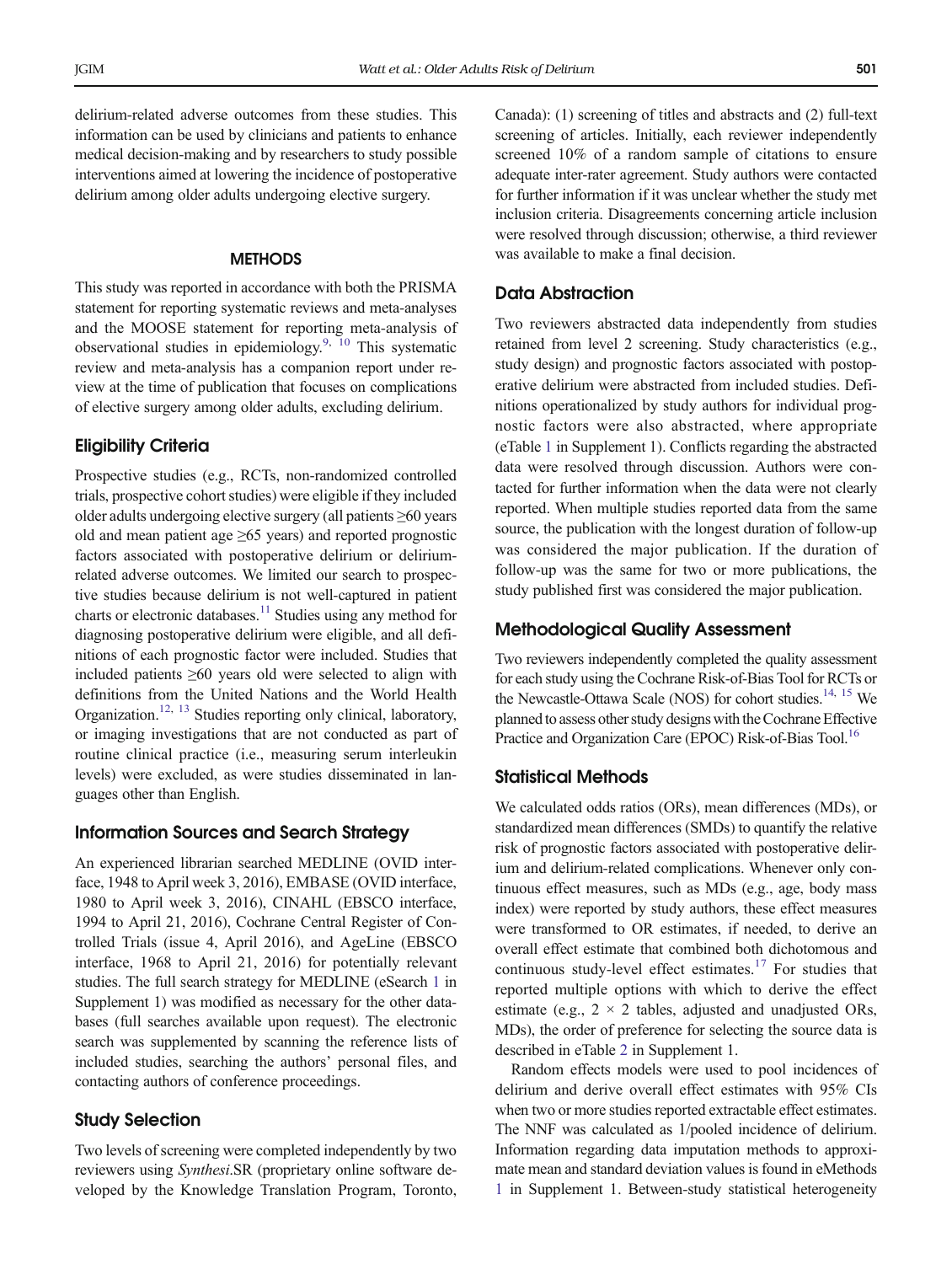delirium-related adverse outcomes from these studies. This information can be used by clinicians and patients to enhance medical decision-making and by researchers to study possible interventions aimed at lowering the incidence of postoperative delirium among older adults undergoing elective surgery.

## METHODS

This study was reported in accordance with both the PRISMA statement for reporting systematic reviews and meta-analyses and the MOOSE statement for reporting meta-analysis of observational studies in epidemiology.[9, 10] This systematic review and meta-analysis has a companion report under review at the time of publication that focuses on complications of elective surgery among older adults, excluding delirium.

### Eligibility Criteria

Prospective studies (e.g., RCTs, non-randomized controlled trials, prospective cohort studies) were eligible if they included older adults undergoing elective surgery (all patients ≥60 years old and mean patient age ≥65 years) and reported prognostic factors associated with postoperative delirium or delirium-related adverse outcomes. We limited our search to prospective studies because delirium is not well-captured in patient charts or electronic databases.[11] Studies using any method for diagnosing postoperative delirium were eligible, and all definitions of each prognostic factor were included. Studies that included patients ≥60 years old were selected to align with definitions from the United Nations and the World Health Organization.[12, 13] Studies reporting only clinical, laboratory, or imaging investigations that are not conducted as part of routine clinical practice (i.e., measuring serum interleukin levels) were excluded, as were studies disseminated in languages other than English.

### Information Sources and Search Strategy

An experienced librarian searched MEDLINE (OVID interface, 1948 to April week 3, 2016), EMBASE (OVID interface, 1980 to April week 3, 2016), CINAHL (EBSCO interface, 1994 to April 21, 2016), Cochrane Central Register of Controlled Trials (issue 4, April 2016), and AgeLine (EBSCO interface, 1968 to April 21, 2016) for potentially relevant studies. The full search strategy for MEDLINE (eSearch 1 in Supplement 1) was modified as necessary for the other databases (full searches available upon request). The electronic search was supplemented by scanning the reference lists of included studies, searching the authors' personal files, and contacting authors of conference proceedings.

### Study Selection

Two levels of screening were completed independently by two reviewers using *Synthesi*.SR (proprietary online software developed by the Knowledge Translation Program, Toronto, Canada): (1) screening of titles and abstracts and (2) full-text screening of articles. Initially, each reviewer independently screened 10% of a random sample of citations to ensure adequate inter-rater agreement. Study authors were contacted for further information if it was unclear whether the study met inclusion criteria. Disagreements concerning article inclusion were resolved through discussion; otherwise, a third reviewer was available to make a final decision.

### Data Abstraction

Two reviewers abstracted data independently from studies retained from level 2 screening. Study characteristics (e.g., study design) and prognostic factors associated with postoperative delirium were abstracted from included studies. Definitions operationalized by study authors for individual prognostic factors were also abstracted, where appropriate (eTable 1 in Supplement 1). Conflicts regarding the abstracted data were resolved through discussion. Authors were contacted for further information when the data were not clearly reported. When multiple studies reported data from the same source, the publication with the longest duration of follow-up was considered the major publication. If the duration of follow-up was the same for two or more publications, the study published first was considered the major publication.

### Methodological Quality Assessment

Two reviewers independently completed the quality assessment for each study using the Cochrane Risk-of-Bias Tool for RCTs or the Newcastle-Ottawa Scale (NOS) for cohort studies.[14, 15] We planned to assess other study designs with the Cochrane Effective Practice and Organization Care (EPOC) Risk-of-Bias Tool.[16]

### Statistical Methods

We calculated odds ratios (ORs), mean differences (MDs), or standardized mean differences (SMDs) to quantify the relative risk of prognostic factors associated with postoperative delirium and delirium-related complications. Whenever only continuous effect measures, such as MDs (e.g., age, body mass index) were reported by study authors, these effect measures were transformed to OR estimates, if needed, to derive an overall effect estimate that combined both dichotomous and continuous study-level effect estimates.[17] For studies that reported multiple options with which to derive the effect estimate (e.g., $2 \times 2$ tables, adjusted and unadjusted ORs, MDs), the order of preference for selecting the source data is described in eTable 2 in Supplement 1.

Random effects models were used to pool incidences of delirium and derive overall effect estimates with 95% CIs when two or more studies reported extractable effect estimates. The NNF was calculated as 1/pooled incidence of delirium. Information regarding data imputation methods to approximate mean and standard deviation values is found in eMethods 1 in Supplement 1. Between-study statistical heterogeneity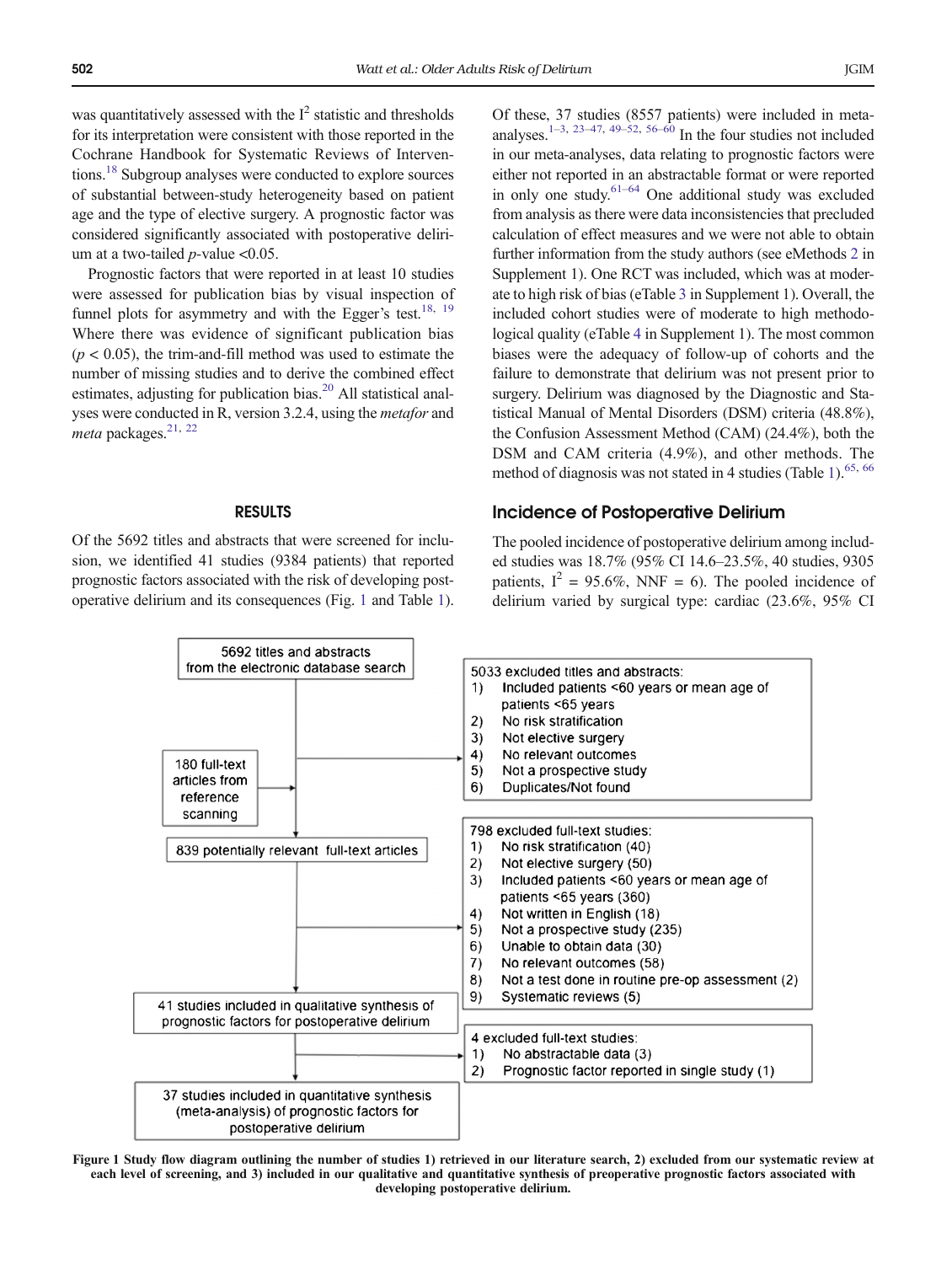was quantitatively assessed with the $I^2$ statistic and thresholds for its interpretation were consistent with those reported in the Cochrane Handbook for Systematic Reviews of Interventions.[18] Subgroup analyses were conducted to explore sources of substantial between-study heterogeneity based on patient age and the type of elective surgery. A prognostic factor was considered significantly associated with postoperative delirium at a two-tailed $p$-value <0.05.

Prognostic factors that were reported in at least 10 studies were assessed for publication bias by visual inspection of funnel plots for asymmetry and with the Egger's test.[18, 19] Where there was evidence of significant publication bias ($p < 0.05$), the trim-and-fill method was used to estimate the number of missing studies and to derive the combined effect estimates, adjusting for publication bias.[20] All statistical analyses were conducted in R, version 3.2.4, using the *metafor* and *meta* packages.[21, 22]

## RESULTS

Of the 5692 titles and abstracts that were screened for inclusion, we identified 41 studies (9384 patients) that reported prognostic factors associated with the risk of developing postoperative delirium and its consequences (Fig. 1 and Table 1). Of these, 37 studies (8557 patients) were included in meta-analyses.[1–3, 23–47, 49–52, 56–60] In the four studies not included in our meta-analyses, data relating to prognostic factors were either not reported in an abstractable format or were reported in only one study.[61–64] One additional study was excluded from analysis as there were data inconsistencies that precluded calculation of effect measures and we were not able to obtain further information from the study authors (see eMethods 2 in Supplement 1). One RCT was included, which was at moderate to high risk of bias (eTable 3 in Supplement 1). Overall, the included cohort studies were of moderate to high methodological quality (eTable 4 in Supplement 1). The most common biases were the adequacy of follow-up of cohorts and the failure to demonstrate that delirium was not present prior to surgery. Delirium was diagnosed by the Diagnostic and Statistical Manual of Mental Disorders (DSM) criteria (48.8%), the Confusion Assessment Method (CAM) (24.4%), both the DSM and CAM criteria (4.9%), and other methods. The method of diagnosis was not stated in 4 studies (Table 1).[65, 66]

### Incidence of Postoperative Delirium

The pooled incidence of postoperative delirium among included studies was 18.7% (95% CI 14.6–23.5%, 40 studies, 9305 patients, $I^2$ = 95.6%, NNF = 6). The pooled incidence of delirium varied by surgical type: cardiac (23.6%, 95% CI

5692 titles and abstracts from the electronic database search

180 full-text articles from reference scanning

5033 excluded titles and abstracts:
1) Included patients <60 years or mean age of patients <65 years
2) No risk stratification
3) Not elective surgery
4) No relevant outcomes
5) Not a prospective study
6) Duplicates/Not found

839 potentially relevant full-text articles

798 excluded full-text studies:
1) No risk stratification (40)
2) Not elective surgery (50)
3) Included patients <60 years or mean age of patients <65 years (360)
4) Not written in English (18)
5) Not a prospective study (235)
6) Unable to obtain data (30)
7) No relevant outcomes (58)
8) Not a test done in routine pre-op assessment (2)
9) Systematic reviews (5)

41 studies included in qualitative synthesis of prognostic factors for postoperative delirium

4 excluded full-text studies:
1) No abstractable data (3)
2) Prognostic factor reported in single study (1)

37 studies included in quantitative synthesis (meta-analysis) of prognostic factors for postoperative delirium

**Figure 1 Study flow diagram outlining the number of studies 1) retrieved in our literature search, 2) excluded from our systematic review at each level of screening, and 3) included in our qualitative and quantitative synthesis of preoperative prognostic factors associated with developing postoperative delirium.**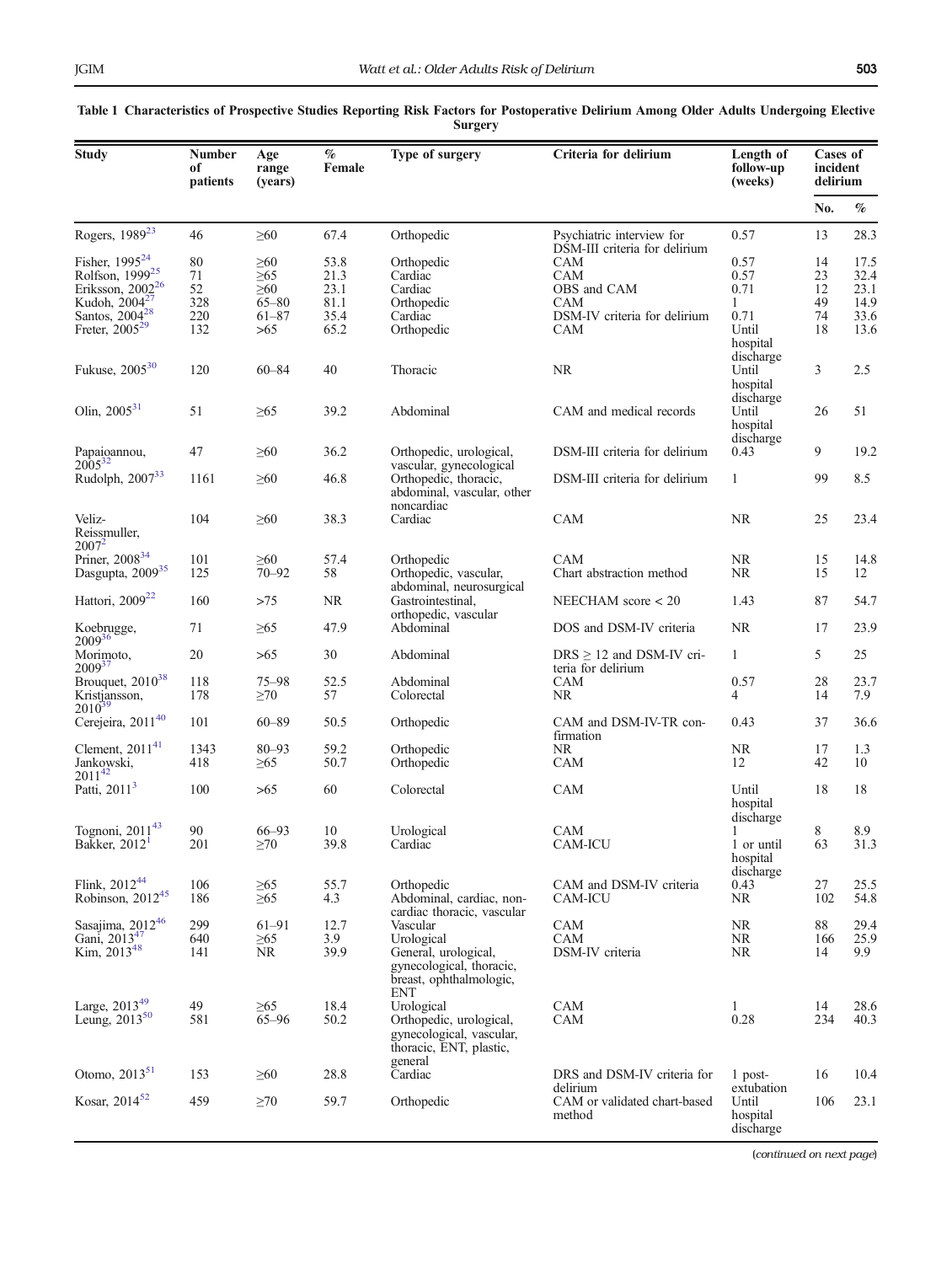**Table 1 Characteristics of Prospective Studies Reporting Risk Factors for Postoperative Delirium Among Older Adults Undergoing Elective Surgery**

| Study | Number of patients | Age range (years) | % Female | Type of surgery | Criteria for delirium | Length of follow-up (weeks) | Cases of incident delirium | |
|---|---|---|---|---|---|---|---|---|
| | | | | | | | No. | % |
| Rogers, 1989[23] | 46 | ≥60 | 67.4 | Orthopedic | Psychiatric interview for DSM-III criteria for delirium | 0.57 | 13 | 28.3 |
| Fisher, 1995[24] | 80 | ≥60 | 53.8 | Orthopedic | CAM | 0.57 | 14 | 17.5 |
| Rolfson, 1999[25] | 71 | ≥65 | 21.3 | Cardiac | CAM | 0.57 | 23 | 32.4 |
| Eriksson, 2002[26] | 52 | ≥60 | 23.1 | Cardiac | OBS and CAM | 0.71 | 12 | 23.1 |
| Kudoh, 2004[27] | 328 | 65–80 | 81.1 | Orthopedic | CAM | 1 | 49 | 14.9 |
| Santos, 2004[28] | 220 | 61–87 | 35.4 | Cardiac | DSM-IV criteria for delirium | 0.71 | 74 | 33.6 |
| Freter, 2005[29] | 132 | >65 | 65.2 | Orthopedic | CAM | Until hospital discharge | 18 | 13.6 |
| Fukuse, 2005[30] | 120 | 60–84 | 40 | Thoracic | NR | Until hospital discharge | 3 | 2.5 |
| Olin, 2005[31] | 51 | ≥65 | 39.2 | Abdominal | CAM and medical records | Until hospital discharge | 26 | 51 |
| Papaioannou, 2005[32] | 47 | ≥60 | 36.2 | Orthopedic, urological, vascular, gynecological | DSM-III criteria for delirium | 0.43 | 9 | 19.2 |
| Rudolph, 2007[33] | 1161 | ≥60 | 46.8 | Orthopedic, thoracic, abdominal, vascular, other noncardiac | DSM-III criteria for delirium | 1 | 99 | 8.5 |
| Veliz-Reissmuller, 2007[2] | 104 | ≥60 | 38.3 | Cardiac | CAM | NR | 25 | 23.4 |
| Priner, 2008[34] | 101 | ≥60 | 57.4 | Orthopedic | CAM | NR | 15 | 14.8 |
| Dasgupta, 2009[35] | 125 | 70–92 | 58 | Orthopedic, vascular, abdominal, neurosurgical | Chart abstraction method | NR | 15 | 12 |
| Hattori, 2009[22] | 160 | >75 | NR | Gastrointestinal, orthopedic, vascular | NEECHAM score < 20 | 1.43 | 87 | 54.7 |
| Koebrugge, 2009[36] | 71 | ≥65 | 47.9 | Abdominal | DOS and DSM-IV criteria | NR | 17 | 23.9 |
| Morimoto, 2009[37] | 20 | >65 | 30 | Abdominal | DRS ≥ 12 and DSM-IV criteria for delirium | 1 | 5 | 25 |
| Brouquet, 2010[38] | 118 | 75–98 | 52.5 | Abdominal | CAM | 0.57 | 28 | 23.7 |
| Kristjansson, 2010[39] | 178 | ≥70 | 57 | Colorectal | NR | 4 | 14 | 7.9 |
| Cerejeira, 2011[40] | 101 | 60–89 | 50.5 | Orthopedic | CAM and DSM-IV-TR confirmation | 0.43 | 37 | 36.6 |
| Clement, 2011[41] | 1343 | 80–93 | 59.2 | Orthopedic | NR | NR | 17 | 1.3 |
| Jankowski, 2011[42] | 418 | ≥65 | 50.7 | Orthopedic | CAM | 12 | 42 | 10 |
| Patti, 2011[3] | 100 | >65 | 60 | Colorectal | CAM | Until hospital discharge | 18 | 18 |
| Tognoni, 2011[43] | 90 | 66–93 | 10 | Urological | CAM | 1 | 8 | 8.9 |
| Bakker, 2012[1] | 201 | ≥70 | 39.8 | Cardiac | CAM-ICU | 1 or until hospital discharge | 63 | 31.3 |
| Flink, 2012[44] | 106 | ≥65 | 55.7 | Orthopedic | CAM and DSM-IV criteria | 0.43 | 27 | 25.5 |
| Robinson, 2012[45] | 186 | ≥65 | 4.3 | Abdominal, cardiac, noncardiac thoracic, vascular | CAM-ICU | NR | 102 | 54.8 |
| Sasajima, 2012[46] | 299 | 61–91 | 12.7 | Vascular | CAM | NR | 88 | 29.4 |
| Gani, 2013[47] | 640 | ≥65 | 3.9 | Urological | CAM | NR | 166 | 25.9 |
| Kim, 2013[48] | 141 | NR | 39.9 | General, urological, gynecological, thoracic, breast, ophthalmologic, ENT | DSM-IV criteria | NR | 14 | 9.9 |
| Large, 2013[49] | 49 | ≥65 | 18.4 | Urological | CAM | 1 | 14 | 28.6 |
| Leung, 2013[50] | 581 | 65–96 | 50.2 | Orthopedic, urological, gynecological, vascular, thoracic, ENT, plastic, general | CAM | 0.28 | 234 | 40.3 |
| Otomo, 2013[51] | 153 | ≥60 | 28.8 | Cardiac | DRS and DSM-IV criteria for delirium | 1 post-extubation | 16 | 10.4 |
| Kosar, 2014[52] | 459 | ≥70 | 59.7 | Orthopedic | CAM or validated chart-based method | Until hospital discharge | 106 | 23.1 |

(continued on next page)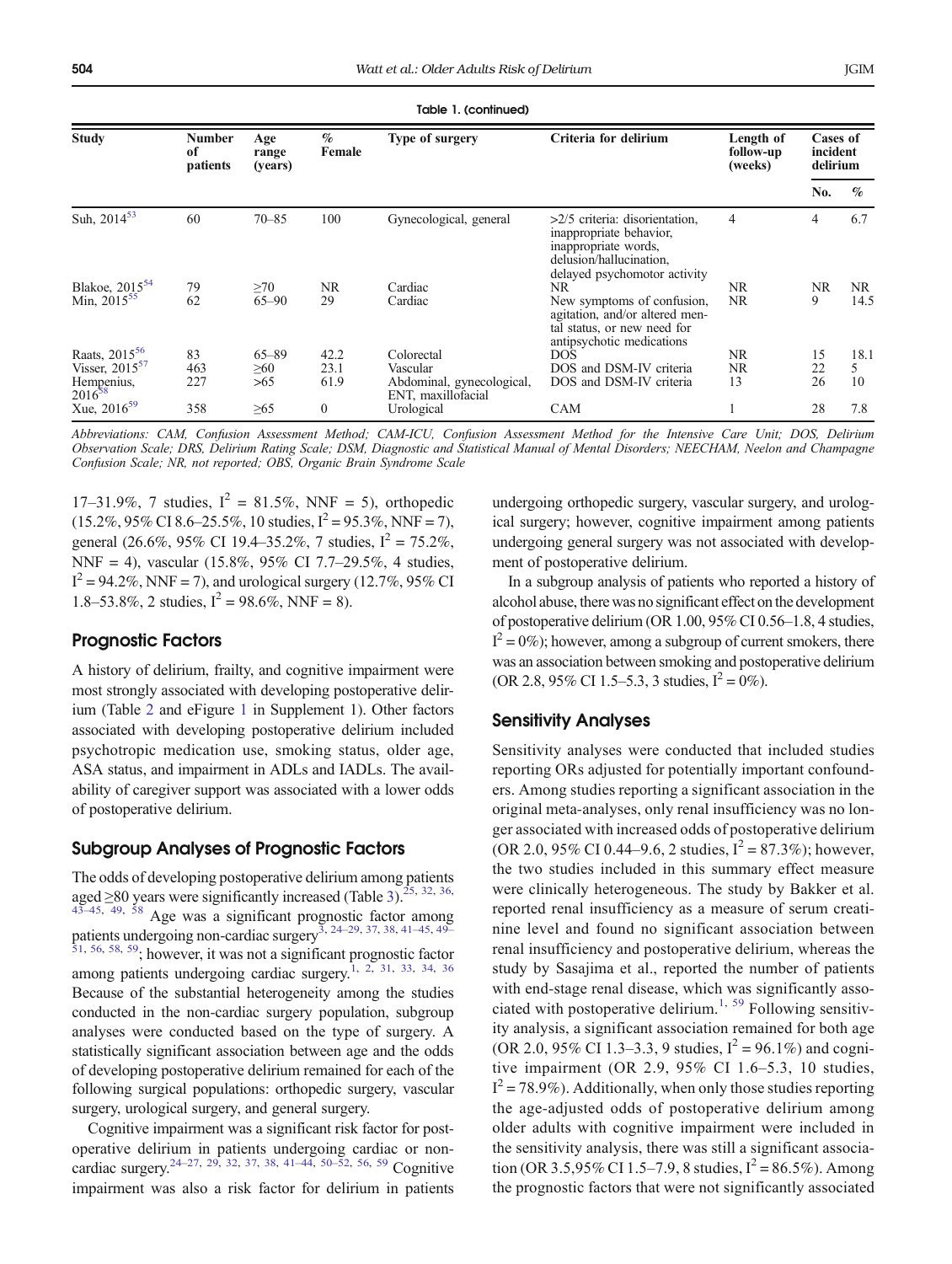**Table 1. (continued)**

| Study | Number of patients | Age range (years) | % Female | Type of surgery | Criteria for delirium | Length of follow-up (weeks) | Cases of incident delirium | |
|---|---|---|---|---|---|---|---|---|
| | | | | | | | No. | % |
| Suh, 2014[53] | 60 | 70–85 | 100 | Gynecological, general | >2/5 criteria: disorientation, inappropriate behavior, inappropriate words, delusion/hallucination, delayed psychomotor activity | 4 | 4 | 6.7 |
| Blakoe, 2015[54] | 79 | ≥70 | NR | Cardiac | NR | NR | NR | NR |
| Min, 2015[55] | 62 | 65–90 | 29 | Cardiac | New symptoms of confusion, agitation, and/or altered mental status, or new need for antipsychotic medications | NR | 9 | 14.5 |
| Raats, 2015[56] | 83 | 65–89 | 42.2 | Colorectal | DOS | NR | 15 | 18.1 |
| Visser, 2015[57] | 463 | ≥60 | 23.1 | Vascular | DOS and DSM-IV criteria | NR | 22 | 5 |
| Hempenius, 2016[58] | 227 | >65 | 61.9 | Abdominal, gynecological, ENT, maxillofacial | DOS and DSM-IV criteria | 13 | 26 | 10 |
| Xue, 2016[59] | 358 | ≥65 | 0 | Urological | CAM | 1 | 28 | 7.8 |

*Abbreviations: CAM, Confusion Assessment Method; CAM-ICU, Confusion Assessment Method for the Intensive Care Unit; DOS, Delirium Observation Scale; DRS, Delirium Rating Scale; DSM, Diagnostic and Statistical Manual of Mental Disorders; NEECHAM, Neelon and Champagne Confusion Scale; NR, not reported; OBS, Organic Brain Syndrome Scale*

17–31.9%, 7 studies, $I^2 = 81.5\%$, NNF = 5), orthopedic (15.2%, 95% CI 8.6–25.5%, 10 studies, $I^2 = 95.3\%$, NNF = 7), general (26.6%, 95% CI 19.4–35.2%, 7 studies, $I^2 = 75.2\%$, NNF = 4), vascular (15.8%, 95% CI 7.7–29.5%, 4 studies, $I^2 = 94.2\%$, NNF = 7), and urological surgery (12.7%, 95% CI 1.8–53.8%, 2 studies, $I^2 = 98.6\%$, NNF = 8).

## Prognostic Factors

A history of delirium, frailty, and cognitive impairment were most strongly associated with developing postoperative delirium (Table 2 and eFigure 1 in Supplement 1). Other factors associated with developing postoperative delirium included psychotropic medication use, smoking status, older age, ASA status, and impairment in ADLs and IADLs. The availability of caregiver support was associated with a lower odds of postoperative delirium.

## Subgroup Analyses of Prognostic Factors

The odds of developing postoperative delirium among patients aged ≥80 years were significantly increased (Table 3).[25, 32, 36, 43–45, 49, 58] Age was a significant prognostic factor among patients undergoing non-cardiac surgery[3, 24–29, 37, 38, 41–45, 49–51, 56, 58, 59]; however, it was not a significant prognostic factor among patients undergoing cardiac surgery.[1, 2, 31, 33, 34, 36] Because of the substantial heterogeneity among the studies conducted in the non-cardiac surgery population, subgroup analyses were conducted based on the type of surgery. A statistically significant association between age and the odds of developing postoperative delirium remained for each of the following surgical populations: orthopedic surgery, vascular surgery, urological surgery, and general surgery.

Cognitive impairment was a significant risk factor for postoperative delirium in patients undergoing cardiac or non-cardiac surgery.[24–27, 29, 32, 37, 38, 41–44, 50–52, 56, 59] Cognitive impairment was also a risk factor for delirium in patients undergoing orthopedic surgery, vascular surgery, and urological surgery; however, cognitive impairment among patients undergoing general surgery was not associated with development of postoperative delirium.

In a subgroup analysis of patients who reported a history of alcohol abuse, there was no significant effect on the development of postoperative delirium (OR 1.00, 95% CI 0.56–1.8, 4 studies, $I^2 = 0\%$); however, among a subgroup of current smokers, there was an association between smoking and postoperative delirium (OR 2.8, 95% CI 1.5–5.3, 3 studies, $I^2 = 0\%$).

## Sensitivity Analyses

Sensitivity analyses were conducted that included studies reporting ORs adjusted for potentially important confounders. Among studies reporting a significant association in the original meta-analyses, only renal insufficiency was no longer associated with increased odds of postoperative delirium (OR 2.0, 95% CI 0.44–9.6, 2 studies, $I^2 = 87.3\%$); however, the two studies included in this summary effect measure were clinically heterogeneous. The study by Bakker et al. reported renal insufficiency as a measure of serum creatinine level and found no significant association between renal insufficiency and postoperative delirium, whereas the study by Sasajima et al., reported the number of patients with end-stage renal disease, which was significantly associated with postoperative delirium.[1, 59] Following sensitivity analysis, a significant association remained for both age (OR 2.0, 95% CI 1.3–3.3, 9 studies, $I^2 = 96.1\%$) and cognitive impairment (OR 2.9, 95% CI 1.6–5.3, 10 studies, $I^2 = 78.9\%$). Additionally, when only those studies reporting the age-adjusted odds of postoperative delirium among older adults with cognitive impairment were included in the sensitivity analysis, there was still a significant association (OR 3.5,95% CI 1.5–7.9, 8 studies, $I^2 = 86.5\%$). Among the prognostic factors that were not significantly associated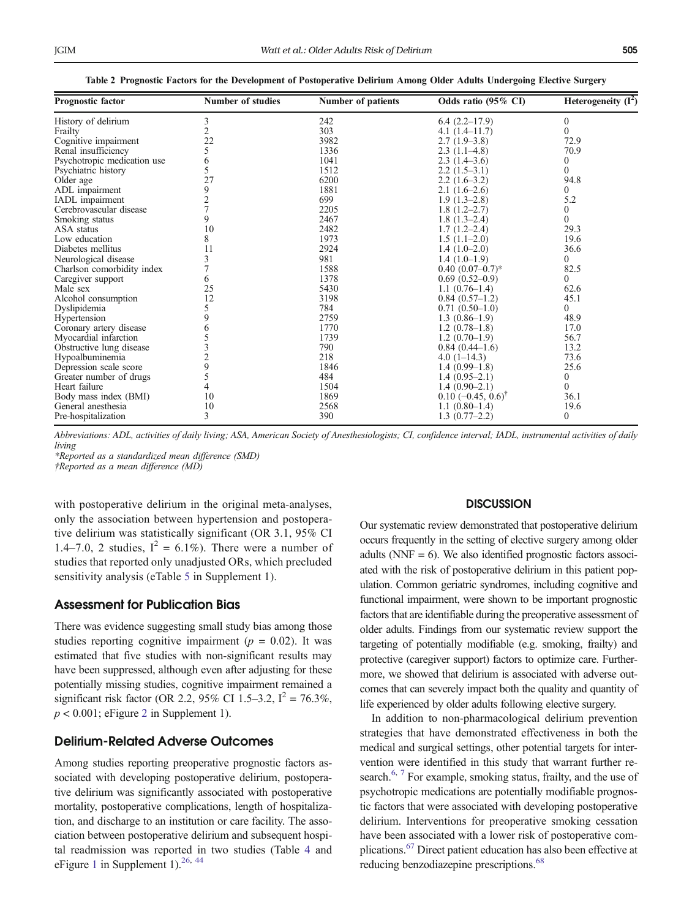**Table 2 Prognostic Factors for the Development of Postoperative Delirium Among Older Adults Undergoing Elective Surgery**

| Prognostic factor | Number of studies | Number of patients | Odds ratio (95% CI) | Heterogeneity ($I^2$) |
|---|---|---|---|---|
| History of delirium | 3 | 242 | 6.4 (2.2–17.9) | 0 |
| Frailty | 2 | 303 | 4.1 (1.4–11.7) | 0 |
| Cognitive impairment | 22 | 3982 | 2.7 (1.9–3.8) | 72.9 |
| Renal insufficiency | 5 | 1336 | 2.3 (1.1–4.8) | 70.9 |
| Psychotropic medication use | 6 | 1041 | 2.3 (1.4–3.6) | 0 |
| Psychiatric history | 5 | 1512 | 2.2 (1.5–3.1) | 0 |
| Older age | 27 | 6200 | 2.2 (1.6–3.2) | 94.8 |
| ADL impairment | 9 | 1881 | 2.1 (1.6–2.6) | 0 |
| IADL impairment | 2 | 699 | 1.9 (1.3–2.8) | 5.2 |
| Cerebrovascular disease | 7 | 2205 | 1.8 (1.2–2.7) | 0 |
| Smoking status | 9 | 2467 | 1.8 (1.3–2.4) | 0 |
| ASA status | 10 | 2482 | 1.7 (1.2–2.4) | 29.3 |
| Low education | 8 | 1973 | 1.5 (1.1–2.0) | 19.6 |
| Diabetes mellitus | 11 | 2924 | 1.4 (1.0–2.0) | 36.6 |
| Neurological disease | 3 | 981 | 1.4 (1.0–1.9) | 0 |
| Charlson comorbidity index | 7 | 1588 | 0.40 (0.07–0.7)* | 82.5 |
| Caregiver support | 6 | 1378 | 0.69 (0.52–0.9) | 0 |
| Male sex | 25 | 5430 | 1.1 (0.76–1.4) | 62.6 |
| Alcohol consumption | 12 | 3198 | 0.84 (0.57–1.2) | 45.1 |
| Dyslipidemia | 5 | 784 | 0.71 (0.50–1.0) | 0 |
| Hypertension | 9 | 2759 | 1.3 (0.86–1.9) | 48.9 |
| Coronary artery disease | 6 | 1770 | 1.2 (0.78–1.8) | 17.0 |
| Myocardial infarction | 5 | 1739 | 1.2 (0.70–1.9) | 56.7 |
| Obstructive lung disease | 3 | 790 | 0.84 (0.44–1.6) | 13.2 |
| Hypoalbuminemia | 2 | 218 | 4.0 (1–14.3) | 73.6 |
| Depression scale score | 9 | 1846 | 1.4 (0.99–1.8) | 25.6 |
| Greater number of drugs | 5 | 484 | 1.4 (0.95–2.1) | 0 |
| Heart failure | 4 | 1504 | 1.4 (0.90–2.1) | 0 |
| Body mass index (BMI) | 10 | 1869 | 0.10 (−0.45, 0.6)† | 36.1 |
| General anesthesia | 10 | 2568 | 1.1 (0.80–1.4) | 19.6 |
| Pre-hospitalization | 3 | 390 | 1.3 (0.77–2.2) | 0 |

*Abbreviations: ADL, activities of daily living; ASA, American Society of Anesthesiologists; CI, confidence interval; IADL, instrumental activities of daily living*

*\*Reported as a standardized mean difference (SMD)*

*†Reported as a mean difference (MD)*

with postoperative delirium in the original meta-analyses, only the association between hypertension and postoperative delirium was statistically significant (OR 3.1, 95% CI 1.4–7.0, 2 studies, $I^2$ = 6.1%). There were a number of studies that reported only unadjusted ORs, which precluded sensitivity analysis (eTable 5 in Supplement 1).

## Assessment for Publication Bias

There was evidence suggesting small study bias among those studies reporting cognitive impairment ($p = 0.02$). It was estimated that five studies with non-significant results may have been suppressed, although even after adjusting for these potentially missing studies, cognitive impairment remained a significant risk factor (OR 2.2, 95% CI 1.5–3.2, $I^2$ = 76.3%, $p < 0.001$; eFigure 2 in Supplement 1).

## Delirium-Related Adverse Outcomes

Among studies reporting preoperative prognostic factors associated with developing postoperative delirium, postoperative delirium was significantly associated with postoperative mortality, postoperative complications, length of hospitalization, and discharge to an institution or care facility. The association between postoperative delirium and subsequent hospital readmission was reported in two studies (Table 4 and eFigure 1 in Supplement 1).[26, 44]

## DISCUSSION

Our systematic review demonstrated that postoperative delirium occurs frequently in the setting of elective surgery among older adults (NNF = 6). We also identified prognostic factors associated with the risk of postoperative delirium in this patient population. Common geriatric syndromes, including cognitive and functional impairment, were shown to be important prognostic factors that are identifiable during the preoperative assessment of older adults. Findings from our systematic review support the targeting of potentially modifiable (e.g. smoking, frailty) and protective (caregiver support) factors to optimize care. Furthermore, we showed that delirium is associated with adverse outcomes that can severely impact both the quality and quantity of life experienced by older adults following elective surgery.

In addition to non-pharmacological delirium prevention strategies that have demonstrated effectiveness in both the medical and surgical settings, other potential targets for intervention were identified in this study that warrant further research.[6, 7] For example, smoking status, frailty, and the use of psychotropic medications are potentially modifiable prognostic factors that were associated with developing postoperative delirium. Interventions for preoperative smoking cessation have been associated with a lower risk of postoperative complications.[67] Direct patient education has also been effective at reducing benzodiazepine prescriptions.[68]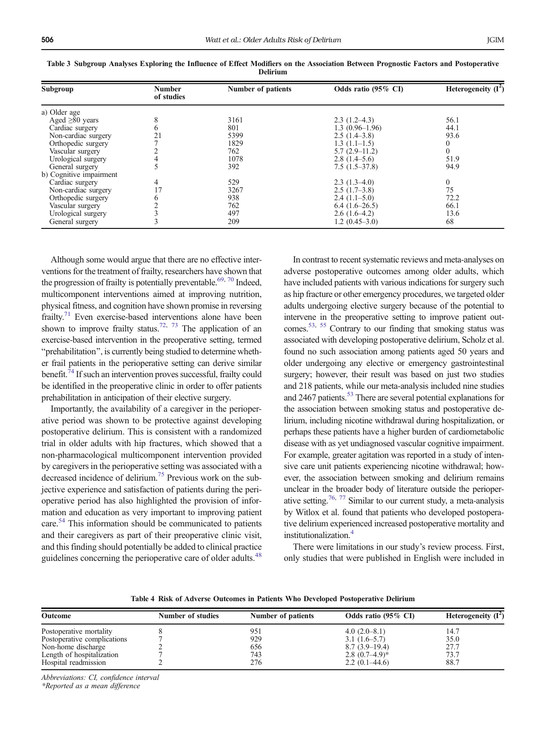**Table 3 Subgroup Analyses Exploring the Influence of Effect Modifiers on the Association Between Prognostic Factors and Postoperative Delirium**

| Subgroup | Number of studies | Number of patients | Odds ratio (95% CI) | Heterogeneity ($I^2$) |
|---|---|---|---|---|
| a) Older age | | | | |
| Aged ≥80 years | 8 | 3161 | 2.3 (1.2–4.3) | 56.1 |
| Cardiac surgery | 6 | 801 | 1.3 (0.96–1.96) | 44.1 |
| Non-cardiac surgery | 21 | 5399 | 2.5 (1.4–3.8) | 93.6 |
| Orthopedic surgery | 7 | 1829 | 1.3 (1.1–1.5) | 0 |
| Vascular surgery | 2 | 762 | 5.7 (2.9–11.2) | 0 |
| Urological surgery | 4 | 1078 | 2.8 (1.4–5.6) | 51.9 |
| General surgery | 5 | 392 | 7.5 (1.5–37.8) | 94.9 |
| b) Cognitive impairment | | | | |
| Cardiac surgery | 4 | 529 | 2.3 (1.3–4.0) | 0 |
| Non-cardiac surgery | 17 | 3267 | 2.5 (1.7–3.8) | 75 |
| Orthopedic surgery | 6 | 938 | 2.4 (1.1–5.0) | 72.2 |
| Vascular surgery | 2 | 762 | 6.4 (1.6–26.5) | 66.1 |
| Urological surgery | 3 | 497 | 2.6 (1.6–4.2) | 13.6 |
| General surgery | 3 | 209 | 1.2 (0.45–3.0) | 68 |

Although some would argue that there are no effective interventions for the treatment of frailty, researchers have shown that the progression of frailty is potentially preventable.[69, 70] Indeed, multicomponent interventions aimed at improving nutrition, physical fitness, and cognition have shown promise in reversing frailty.[71] Even exercise-based interventions alone have been shown to improve frailty status.[72, 73] The application of an exercise-based intervention in the preoperative setting, termed "prehabilitation", is currently being studied to determine whether frail patients in the perioperative setting can derive similar benefit.[74] If such an intervention proves successful, frailty could be identified in the preoperative clinic in order to offer patients prehabilitation in anticipation of their elective surgery.

Importantly, the availability of a caregiver in the perioperative period was shown to be protective against developing postoperative delirium. This is consistent with a randomized trial in older adults with hip fractures, which showed that a non-pharmacological multicomponent intervention provided by caregivers in the perioperative setting was associated with a decreased incidence of delirium.[75] Previous work on the subjective experience and satisfaction of patients during the perioperative period has also highlighted the provision of information and education as very important to improving patient care.[54] This information should be communicated to patients and their caregivers as part of their preoperative clinic visit, and this finding should potentially be added to clinical practice guidelines concerning the perioperative care of older adults.[48]

In contrast to recent systematic reviews and meta-analyses on adverse postoperative outcomes among older adults, which have included patients with various indications for surgery such as hip fracture or other emergency procedures, we targeted older adults undergoing elective surgery because of the potential to intervene in the preoperative setting to improve patient outcomes.[53, 55] Contrary to our finding that smoking status was associated with developing postoperative delirium, Scholz et al. found no such association among patients aged 50 years and older undergoing any elective or emergency gastrointestinal surgery; however, their result was based on just two studies and 218 patients, while our meta-analysis included nine studies and 2467 patients.[53] There are several potential explanations for the association between smoking status and postoperative delirium, including nicotine withdrawal during hospitalization, or perhaps these patients have a higher burden of cardiometabolic disease with as yet undiagnosed vascular cognitive impairment. For example, greater agitation was reported in a study of intensive care unit patients experiencing nicotine withdrawal; however, the association between smoking and delirium remains unclear in the broader body of literature outside the perioperative setting.[76, 77] Similar to our current study, a meta-analysis by Witlox et al. found that patients who developed postoperative delirium experienced increased postoperative mortality and institutionalization.[4]

There were limitations in our study's review process. First, only studies that were published in English were included in

**Table 4 Risk of Adverse Outcomes in Patients Who Developed Postoperative Delirium**

| Outcome | Number of studies | Number of patients | Odds ratio (95% CI) | Heterogeneity ($I^2$) |
|---|---|---|---|---|
| Postoperative mortality | 8 | 951 | 4.0 (2.0–8.1) | 14.7 |
| Postoperative complications | 7 | 929 | 3.1 (1.6–5.7) | 35.0 |
| Non-home discharge | 2 | 656 | 8.7 (3.9–19.4) | 27.7 |
| Length of hospitalization | 7 | 743 | 2.8 (0.7–4.9)* | 73.7 |
| Hospital readmission | 2 | 276 | 2.2 (0.1–44.6) | 88.7 |

*Abbreviations: CI, confidence interval*

*\*Reported as a mean difference*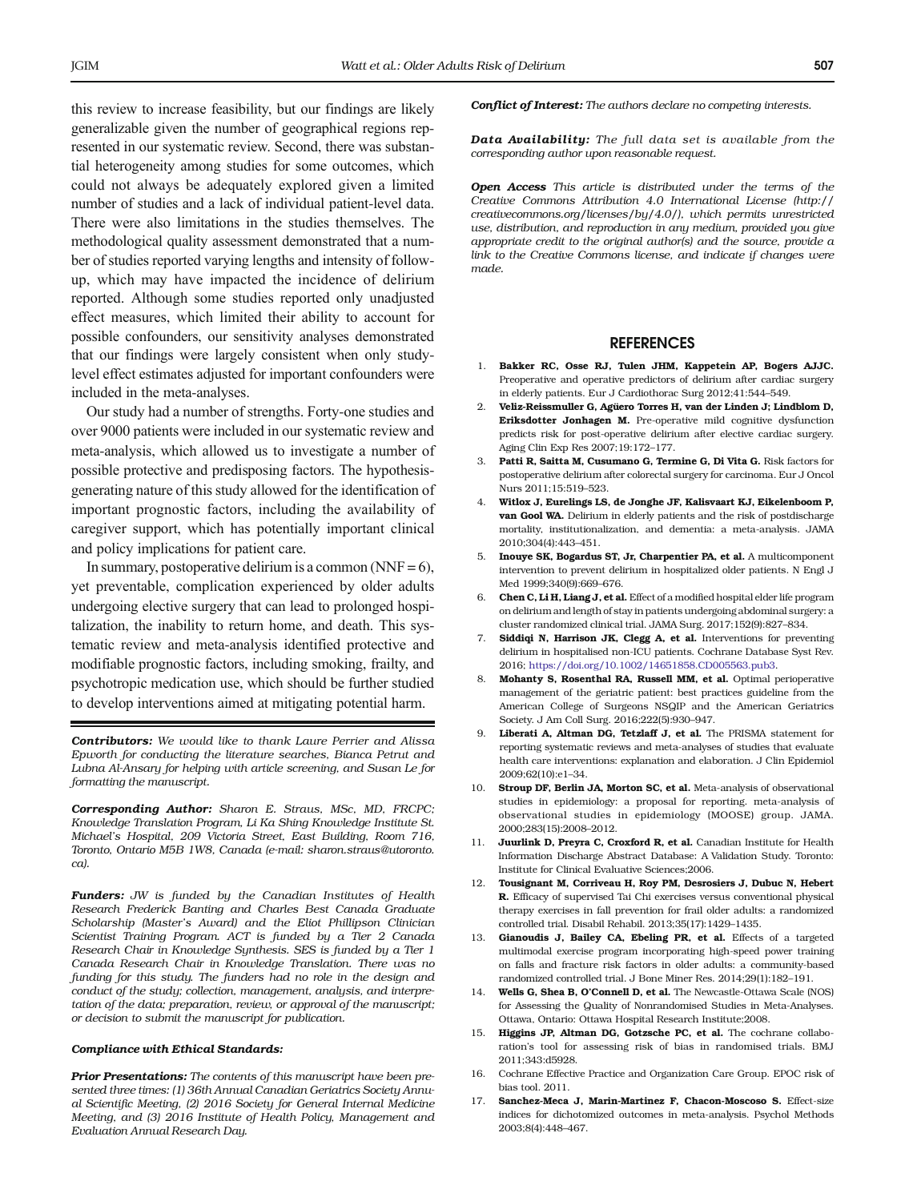this review to increase feasibility, but our findings are likely generalizable given the number of geographical regions represented in our systematic review. Second, there was substantial heterogeneity among studies for some outcomes, which could not always be adequately explored given a limited number of studies and a lack of individual patient-level data. There were also limitations in the studies themselves. The methodological quality assessment demonstrated that a number of studies reported varying lengths and intensity of follow-up, which may have impacted the incidence of delirium reported. Although some studies reported only unadjusted effect measures, which limited their ability to account for possible confounders, our sensitivity analyses demonstrated that our findings were largely consistent when only study-level effect estimates adjusted for important confounders were included in the meta-analyses.

Our study had a number of strengths. Forty-one studies and over 9000 patients were included in our systematic review and meta-analysis, which allowed us to investigate a number of possible protective and predisposing factors. The hypothesis-generating nature of this study allowed for the identification of important prognostic factors, including the availability of caregiver support, which has potentially important clinical and policy implications for patient care.

In summary, postoperative delirium is a common (NNF = 6), yet preventable, complication experienced by older adults undergoing elective surgery that can lead to prolonged hospitalization, the inability to return home, and death. This systematic review and meta-analysis identified protective and modifiable prognostic factors, including smoking, frailty, and psychotropic medication use, which should be further studied to develop interventions aimed at mitigating potential harm.

***Contributors:*** *We would like to thank Laure Perrier and Alissa Epworth for conducting the literature searches, Bianca Petrut and Lubna Al-Ansary for helping with article screening, and Susan Le for formatting the manuscript.*

***Corresponding Author:*** *Sharon E. Straus, MSc, MD, FRCPC; Knowledge Translation Program, Li Ka Shing Knowledge Institute St. Michael's Hospital, 209 Victoria Street, East Building, Room 716, Toronto, Ontario M5B 1W8, Canada (e-mail: sharon.straus@utoronto.ca).*

***Funders:*** *JW is funded by the Canadian Institutes of Health Research Frederick Banting and Charles Best Canada Graduate Scholarship (Master's Award) and the Eliot Phillipson Clinician Scientist Training Program. ACT is funded by a Tier 2 Canada Research Chair in Knowledge Synthesis. SES is funded by a Tier 1 Canada Research Chair in Knowledge Translation. There was no funding for this study. The funders had no role in the design and conduct of the study; collection, management, analysis, and interpretation of the data; preparation, review, or approval of the manuscript; or decision to submit the manuscript for publication.*

***Compliance with Ethical Standards:***

***Prior Presentations:*** *The contents of this manuscript have been presented three times: (1) 36th Annual Canadian Geriatrics Society Annual Scientific Meeting, (2) 2016 Society for General Internal Medicine Meeting, and (3) 2016 Institute of Health Policy, Management and Evaluation Annual Research Day.*

***Conflict of Interest:*** *The authors declare no competing interests.*

***Data Availability:*** *The full data set is available from the corresponding author upon reasonable request.*

***Open Access*** *This article is distributed under the terms of the Creative Commons Attribution 4.0 International License (http://creativecommons.org/licenses/by/4.0/), which permits unrestricted use, distribution, and reproduction in any medium, provided you give appropriate credit to the original author(s) and the source, provide a link to the Creative Commons license, and indicate if changes were made.*

## REFERENCES

1. **Bakker RC, Osse RJ, Tulen JHM, Kappetein AP, Bogers AJJC.** Preoperative and operative predictors of delirium after cardiac surgery in elderly patients. Eur J Cardiothorac Surg 2012;41:544–549.
2. **Veliz-Reissmuller G, Agüero Torres H, van der Linden J; Lindblom D, Eriksdotter Jonhagen M.** Pre-operative mild cognitive dysfunction predicts risk for post-operative delirium after elective cardiac surgery. Aging Clin Exp Res 2007;19:172–177.
3. **Patti R, Saitta M, Cusumano G, Termine G, Di Vita G.** Risk factors for postoperative delirium after colorectal surgery for carcinoma. Eur J Oncol Nurs 2011;15:519–523.
4. **Witlox J, Eurelings LS, de Jonghe JF, Kalisvaart KJ, Eikelenboom P, van Gool WA.** Delirium in elderly patients and the risk of postdischarge mortality, institutionalization, and dementia: a meta-analysis. JAMA 2010;304(4):443–451.
5. **Inouye SK, Bogardus ST, Jr, Charpentier PA, et al.** A multicomponent intervention to prevent delirium in hospitalized older patients. N Engl J Med 1999;340(9):669–676.
6. **Chen C, Li H, Liang J, et al.** Effect of a modified hospital elder life program on delirium and length of stay in patients undergoing abdominal surgery: a cluster randomized clinical trial. JAMA Surg. 2017;152(9):827–834.
7. **Siddiqi N, Harrison JK, Clegg A, et al.** Interventions for preventing delirium in hospitalised non-ICU patients. Cochrane Database Syst Rev. 2016; https://doi.org/10.1002/14651858.CD005563.pub3.
8. **Mohanty S, Rosenthal RA, Russell MM, et al.** Optimal perioperative management of the geriatric patient: best practices guideline from the American College of Surgeons NSQIP and the American Geriatrics Society. J Am Coll Surg. 2016;222(5):930–947.
9. **Liberati A, Altman DG, Tetzlaff J, et al.** The PRISMA statement for reporting systematic reviews and meta-analyses of studies that evaluate health care interventions: explanation and elaboration. J Clin Epidemiol 2009;62(10):e1–34.
10. **Stroup DF, Berlin JA, Morton SC, et al.** Meta-analysis of observational studies in epidemiology: a proposal for reporting. meta-analysis of observational studies in epidemiology (MOOSE) group. JAMA. 2000;283(15):2008–2012.
11. **Juurlink D, Preyra C, Croxford R, et al.** Canadian Institute for Health Information Discharge Abstract Database: A Validation Study. Toronto: Institute for Clinical Evaluative Sciences;2006.
12. **Tousignant M, Corriveau H, Roy PM, Desrosiers J, Dubuc N, Hebert R.** Efficacy of supervised Tai Chi exercises versus conventional physical therapy exercises in fall prevention for frail older adults: a randomized controlled trial. Disabil Rehabil. 2013;35(17):1429–1435.
13. **Gianoudis J, Bailey CA, Ebeling PR, et al.** Effects of a targeted multimodal exercise program incorporating high-speed power training on falls and fracture risk factors in older adults: a community-based randomized controlled trial. J Bone Miner Res. 2014;29(1):182–191.
14. **Wells G, Shea B, O'Connell D, et al.** The Newcastle-Ottawa Scale (NOS) for Assessing the Quality of Nonrandomised Studies in Meta-Analyses. Ottawa, Ontario: Ottawa Hospital Research Institute;2008.
15. **Higgins JP, Altman DG, Gotzsche PC, et al.** The cochrane collaboration's tool for assessing risk of bias in randomised trials. BMJ 2011;343:d5928.
16. Cochrane Effective Practice and Organization Care Group. EPOC risk of bias tool. 2011.
17. **Sanchez-Meca J, Marin-Martinez F, Chacon-Moscoso S.** Effect-size indices for dichotomized outcomes in meta-analysis. Psychol Methods 2003;8(4):448–467.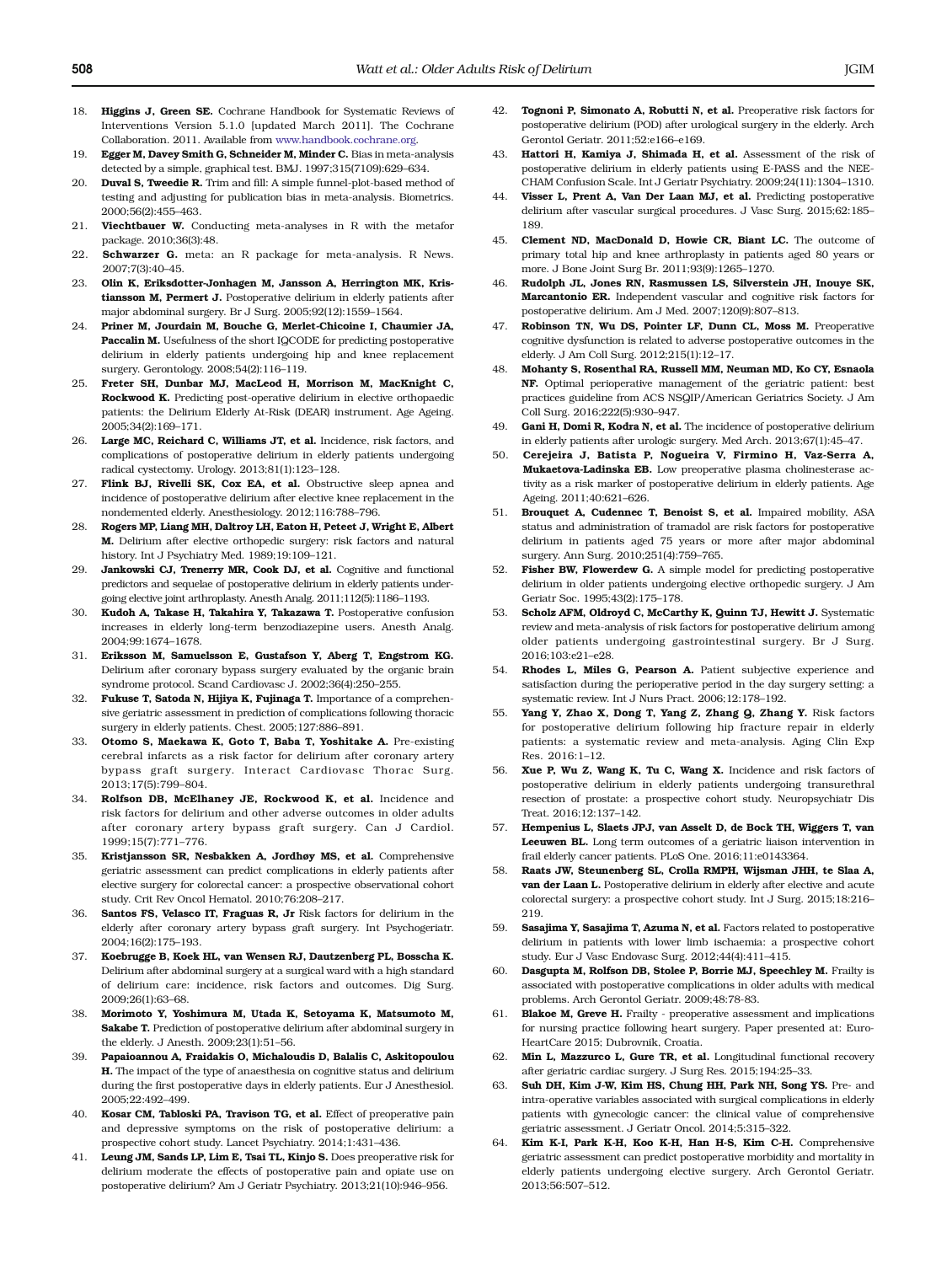18. **Higgins J, Green SE.** Cochrane Handbook for Systematic Reviews of Interventions Version 5.1.0 [updated March 2011]. The Cochrane Collaboration. 2011. Available from www.handbook.cochrane.org.
19. **Egger M, Davey Smith G, Schneider M, Minder C.** Bias in meta-analysis detected by a simple, graphical test. BMJ. 1997;315(7109):629–634.
20. **Duval S, Tweedie R.** Trim and fill: A simple funnel-plot-based method of testing and adjusting for publication bias in meta-analysis. Biometrics. 2000;56(2):455–463.
21. **Viechtbauer W.** Conducting meta-analyses in R with the metafor package. 2010;36(3):48.
22. **Schwarzer G.** meta: an R package for meta-analysis. R News. 2007;7(3):40–45.
23. **Olin K, Eriksdotter-Jonhagen M, Jansson A, Herrington MK, Kristiansson M, Permert J.** Postoperative delirium in elderly patients after major abdominal surgery. Br J Surg. 2005;92(12):1559–1564.
24. **Priner M, Jourdain M, Bouche G, Merlet-Chicoine I, Chaumier JA, Paccalin M.** Usefulness of the short IQCODE for predicting postoperative delirium in elderly patients undergoing hip and knee replacement surgery. Gerontology. 2008;54(2):116–119.
25. **Freter SH, Dunbar MJ, MacLeod H, Morrison M, MacKnight C, Rockwood K.** Predicting post-operative delirium in elective orthopaedic patients: the Delirium Elderly At-Risk (DEAR) instrument. Age Ageing. 2005;34(2):169–171.
26. **Large MC, Reichard C, Williams JT, et al.** Incidence, risk factors, and complications of postoperative delirium in elderly patients undergoing radical cystectomy. Urology. 2013;81(1):123–128.
27. **Flink BJ, Rivelli SK, Cox EA, et al.** Obstructive sleep apnea and incidence of postoperative delirium after elective knee replacement in the nondemented elderly. Anesthesiology. 2012;116:788–796.
28. **Rogers MP, Liang MH, Daltroy LH, Eaton H, Peteet J, Wright E, Albert M.** Delirium after elective orthopedic surgery: risk factors and natural history. Int J Psychiatry Med. 1989;19:109–121.
29. **Jankowski CJ, Trenerry MR, Cook DJ, et al.** Cognitive and functional predictors and sequelae of postoperative delirium in elderly patients undergoing elective joint arthroplasty. Anesth Analg. 2011;112(5):1186–1193.
30. **Kudoh A, Takase H, Takahira Y, Takazawa T.** Postoperative confusion increases in elderly long-term benzodiazepine users. Anesth Analg. 2004;99:1674–1678.
31. **Eriksson M, Samuelsson E, Gustafson Y, Aberg T, Engstrom KG.** Delirium after coronary bypass surgery evaluated by the organic brain syndrome protocol. Scand Cardiovasc J. 2002;36(4):250–255.
32. **Fukuse T, Satoda N, Hijiya K, Fujinaga T.** Importance of a comprehensive geriatric assessment in prediction of complications following thoracic surgery in elderly patients. Chest. 2005;127:886–891.
33. **Otomo S, Maekawa K, Goto T, Baba T, Yoshitake A.** Pre-existing cerebral infarcts as a risk factor for delirium after coronary artery bypass graft surgery. Interact Cardiovasc Thorac Surg. 2013;17(5):799–804.
34. **Rolfson DB, McElhaney JE, Rockwood K, et al.** Incidence and risk factors for delirium and other adverse outcomes in older adults after coronary artery bypass graft surgery. Can J Cardiol. 1999;15(7):771–776.
35. **Kristjansson SR, Nesbakken A, Jordhøy MS, et al.** Comprehensive geriatric assessment can predict complications in elderly patients after elective surgery for colorectal cancer: a prospective observational cohort study. Crit Rev Oncol Hematol. 2010;76:208–217.
36. **Santos FS, Velasco IT, Fraguas R, Jr** Risk factors for delirium in the elderly after coronary artery bypass graft surgery. Int Psychogeriatr. 2004;16(2):175–193.
37. **Koebrugge B, Koek HL, van Wensen RJ, Dautzenberg PL, Bosscha K.** Delirium after abdominal surgery at a surgical ward with a high standard of delirium care: incidence, risk factors and outcomes. Dig Surg. 2009;26(1):63–68.
38. **Morimoto Y, Yoshimura M, Utada K, Setoyama K, Matsumoto M, Sakabe T.** Prediction of postoperative delirium after abdominal surgery in the elderly. J Anesth. 2009;23(1):51–56.
39. **Papaioannou A, Fraidakis O, Michaloudis D, Balalis C, Askitopoulou H.** The impact of the type of anaesthesia on cognitive status and delirium during the first postoperative days in elderly patients. Eur J Anesthesiol. 2005;22:492–499.
40. **Kosar CM, Tabloski PA, Travison TG, et al.** Effect of preoperative pain and depressive symptoms on the risk of postoperative delirium: a prospective cohort study. Lancet Psychiatry. 2014;1:431–436.
41. **Leung JM, Sands LP, Lim E, Tsai TL, Kinjo S.** Does preoperative risk for delirium moderate the effects of postoperative pain and opiate use on postoperative delirium? Am J Geriatr Psychiatry. 2013;21(10):946–956.
42. **Tognoni P, Simonato A, Robutti N, et al.** Preoperative risk factors for postoperative delirium (POD) after urological surgery in the elderly. Arch Gerontol Geriatr. 2011;52:e166–e169.
43. **Hattori H, Kamiya J, Shimada H, et al.** Assessment of the risk of postoperative delirium in elderly patients using E-PASS and the NEECHAM Confusion Scale. Int J Geriatr Psychiatry. 2009;24(11):1304–1310.
44. **Visser L, Prent A, Van Der Laan MJ, et al.** Predicting postoperative delirium after vascular surgical procedures. J Vasc Surg. 2015;62:185–189.
45. **Clement ND, MacDonald D, Howie CR, Biant LC.** The outcome of primary total hip and knee arthroplasty in patients aged 80 years or more. J Bone Joint Surg Br. 2011;93(9):1265–1270.
46. **Rudolph JL, Jones RN, Rasmussen LS, Silverstein JH, Inouye SK, Marcantonio ER.** Independent vascular and cognitive risk factors for postoperative delirium. Am J Med. 2007;120(9):807–813.
47. **Robinson TN, Wu DS, Pointer LF, Dunn CL, Moss M.** Preoperative cognitive dysfunction is related to adverse postoperative outcomes in the elderly. J Am Coll Surg. 2012;215(1):12–17.
48. **Mohanty S, Rosenthal RA, Russell MM, Neuman MD, Ko CY, Esnaola NF.** Optimal perioperative management of the geriatric patient: best practices guideline from ACS NSQIP/American Geriatrics Society. J Am Coll Surg. 2016;222(5):930–947.
49. **Gani H, Domi R, Kodra N, et al.** The incidence of postoperative delirium in elderly patients after urologic surgery. Med Arch. 2013;67(1):45–47.
50. **Cerejeira J, Batista P, Nogueira V, Firmino H, Vaz-Serra A, Mukaetova-Ladinska EB.** Low preoperative plasma cholinesterase activity as a risk marker of postoperative delirium in elderly patients. Age Ageing. 2011;40:621–626.
51. **Brouquet A, Cudennec T, Benoist S, et al.** Impaired mobility, ASA status and administration of tramadol are risk factors for postoperative delirium in patients aged 75 years or more after major abdominal surgery. Ann Surg. 2010;251(4):759–765.
52. **Fisher BW, Flowerdew G.** A simple model for predicting postoperative delirium in older patients undergoing elective orthopedic surgery. J Am Geriatr Soc. 1995;43(2):175–178.
53. **Scholz AFM, Oldroyd C, McCarthy K, Quinn TJ, Hewitt J.** Systematic review and meta-analysis of risk factors for postoperative delirium among older patients undergoing gastrointestinal surgery. Br J Surg. 2016;103:e21–e28.
54. **Rhodes L, Miles G, Pearson A.** Patient subjective experience and satisfaction during the perioperative period in the day surgery setting: a systematic review. Int J Nurs Pract. 2006;12:178–192.
55. **Yang Y, Zhao X, Dong T, Yang Z, Zhang Q, Zhang Y.** Risk factors for postoperative delirium following hip fracture repair in elderly patients: a systematic review and meta-analysis. Aging Clin Exp Res. 2016:1–12.
56. **Xue P, Wu Z, Wang K, Tu C, Wang X.** Incidence and risk factors of postoperative delirium in elderly patients undergoing transurethral resection of prostate: a prospective cohort study. Neuropsychiatr Dis Treat. 2016;12:137–142.
57. **Hempenius L, Slaets JPJ, van Asselt D, de Bock TH, Wiggers T, van Leeuwen BL.** Long term outcomes of a geriatric liaison intervention in frail elderly cancer patients. PLoS One. 2016;11:e0143364.
58. **Raats JW, Steunenberg SL, Crolla RMPH, Wijsman JHH, te Slaa A, van der Laan L.** Postoperative delirium in elderly after elective and acute colorectal surgery: a prospective cohort study. Int J Surg. 2015;18:216–219.
59. **Sasajima Y, Sasajima T, Azuma N, et al.** Factors related to postoperative delirium in patients with lower limb ischaemia: a prospective cohort study. Eur J Vasc Endovasc Surg. 2012;44(4):411–415.
60. **Dasgupta M, Rolfson DB, Stolee P, Borrie MJ, Speechley M.** Frailty is associated with postoperative complications in older adults with medical problems. Arch Gerontol Geriatr. 2009;48:78–83.
61. **Blakoe M, Greve H.** Frailty - preoperative assessment and implications for nursing practice following heart surgery. Paper presented at: EuroHeartCare 2015; Dubrovnik, Croatia.
62. **Min L, Mazzurco L, Gure TR, et al.** Longitudinal functional recovery after geriatric cardiac surgery. J Surg Res. 2015;194:25–33.
63. **Suh DH, Kim J-W, Kim HS, Chung HH, Park NH, Song YS.** Pre- and intra-operative variables associated with surgical complications in elderly patients with gynecologic cancer: the clinical value of comprehensive geriatric assessment. J Geriatr Oncol. 2014;5:315–322.
64. **Kim K-I, Park K-H, Koo K-H, Han H-S, Kim C-H.** Comprehensive geriatric assessment can predict postoperative morbidity and mortality in elderly patients undergoing elective surgery. Arch Gerontol Geriatr. 2013;56:507–512.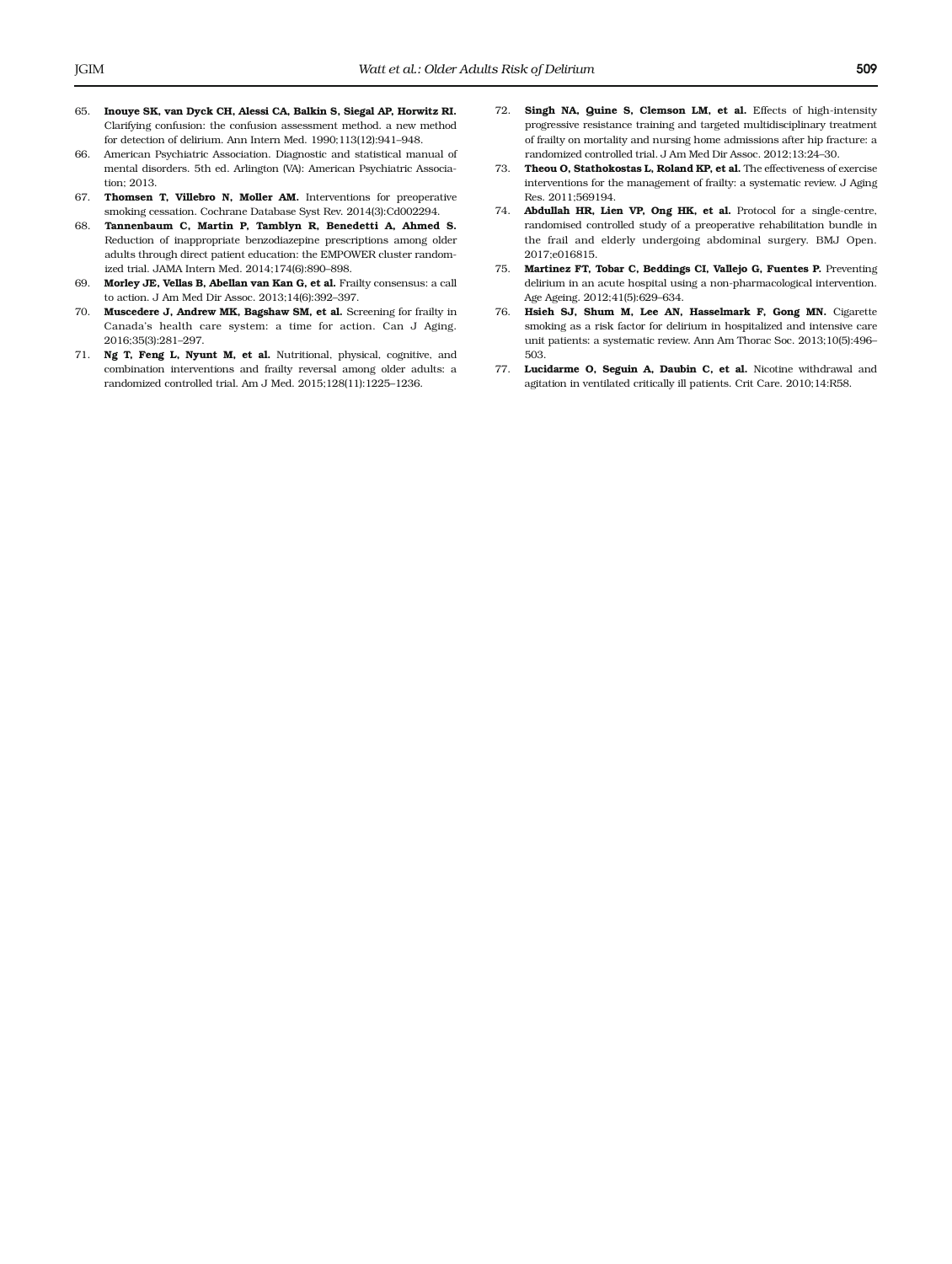65. **Inouye SK, van Dyck CH, Alessi CA, Balkin S, Siegal AP, Horwitz RI.** Clarifying confusion: the confusion assessment method. a new method for detection of delirium. Ann Intern Med. 1990;113(12):941–948.
66. American Psychiatric Association. Diagnostic and statistical manual of mental disorders. 5th ed. Arlington (VA): American Psychiatric Association; 2013.
67. **Thomsen T, Villebro N, Moller AM.** Interventions for preoperative smoking cessation. Cochrane Database Syst Rev. 2014(3):Cd002294.
68. **Tannenbaum C, Martin P, Tamblyn R, Benedetti A, Ahmed S.** Reduction of inappropriate benzodiazepine prescriptions among older adults through direct patient education: the EMPOWER cluster randomized trial. JAMA Intern Med. 2014;174(6):890–898.
69. **Morley JE, Vellas B, Abellan van Kan G, et al.** Frailty consensus: a call to action. J Am Med Dir Assoc. 2013;14(6):392–397.
70. **Muscedere J, Andrew MK, Bagshaw SM, et al.** Screening for frailty in Canada's health care system: a time for action. Can J Aging. 2016;35(3):281–297.
71. **Ng T, Feng L, Nyunt M, et al.** Nutritional, physical, cognitive, and combination interventions and frailty reversal among older adults: a randomized controlled trial. Am J Med. 2015;128(11):1225–1236.
72. **Singh NA, Quine S, Clemson LM, et al.** Effects of high-intensity progressive resistance training and targeted multidisciplinary treatment of frailty on mortality and nursing home admissions after hip fracture: a randomized controlled trial. J Am Med Dir Assoc. 2012;13:24–30.
73. **Theou O, Stathokostas L, Roland KP, et al.** The effectiveness of exercise interventions for the management of frailty: a systematic review. J Aging Res. 2011;569194.
74. **Abdullah HR, Lien VP, Ong HK, et al.** Protocol for a single-centre, randomised controlled study of a preoperative rehabilitation bundle in the frail and elderly undergoing abdominal surgery. BMJ Open. 2017;e016815.
75. **Martinez FT, Tobar C, Beddings CI, Vallejo G, Fuentes P.** Preventing delirium in an acute hospital using a non-pharmacological intervention. Age Ageing. 2012;41(5):629–634.
76. **Hsieh SJ, Shum M, Lee AN, Hasselmark F, Gong MN.** Cigarette smoking as a risk factor for delirium in hospitalized and intensive care unit patients: a systematic review. Ann Am Thorac Soc. 2013;10(5):496–503.
77. **Lucidarme O, Seguin A, Daubin C, et al.** Nicotine withdrawal and agitation in ventilated critically ill patients. Crit Care. 2010;14:R58.